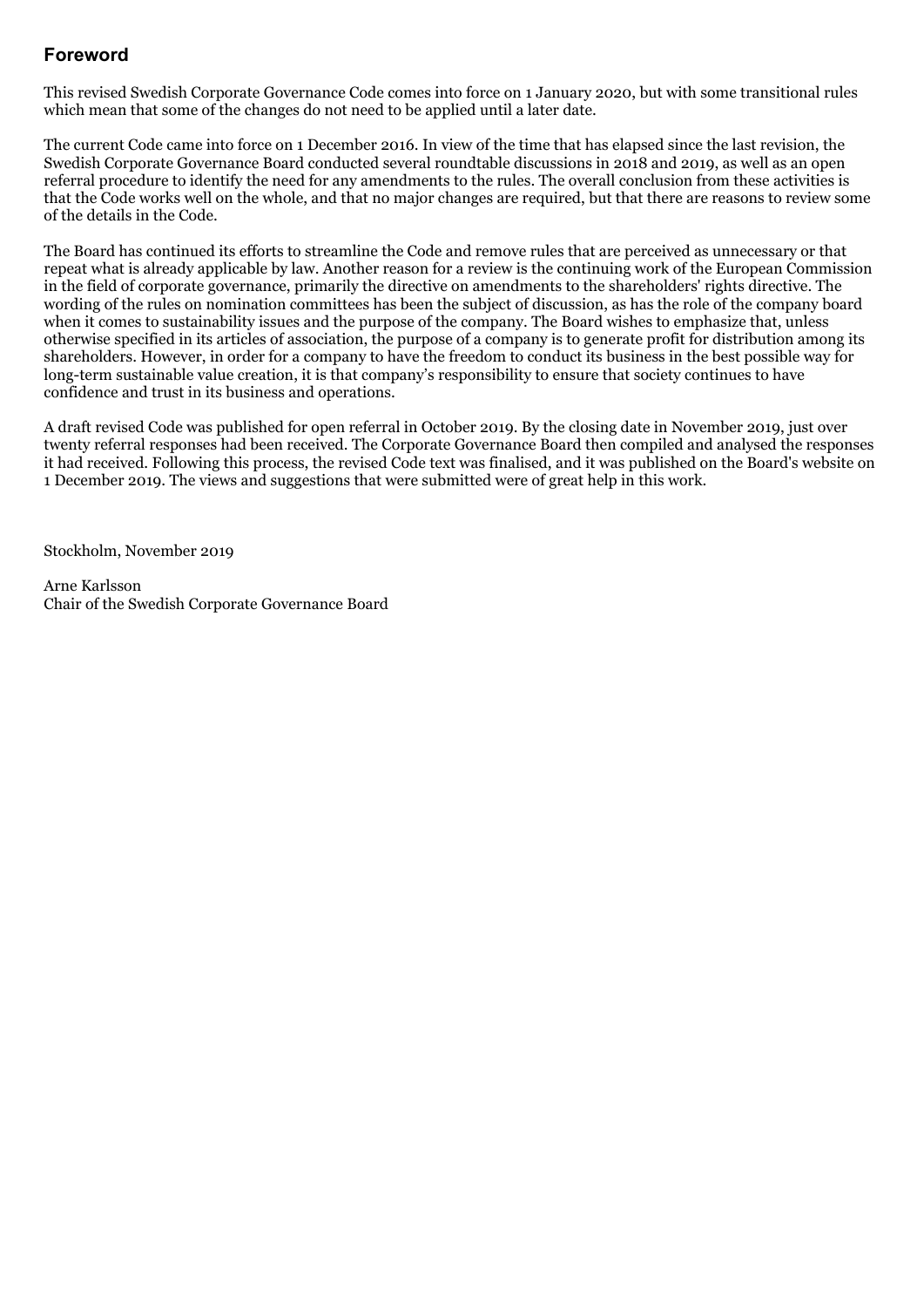## Foreword

This revised Swedish Corporate Governance Code comes into force on 1 January 2020, but with some transitional rules which mean that some of the changes do not need to be applied until a later date.

The current Code came into force on 1 December 2016. In view of the time that has elapsed since the last revision, the Swedish Corporate Governance Board conducted several roundtable discussions in 2018 and 2019, as well as an open referral procedure to identify the need for any amendments to the rules. The overall conclusion from these activities is that the Code works well on the whole, and that no major changes are required, but that there are reasons to review some of the details in the Code.

The Board has continued its efforts to streamline the Code and remove rules that are perceived as unnecessary or that repeat what is already applicable by law. Another reason for a review is the continuing work of the European Commission in the field of corporate governance, primarily the directive on amendments to the shareholders' rights directive. The wording of the rules on nomination committees has been the subject of discussion, as has the role of the company board when it comes to sustainability issues and the purpose of the company. The Board wishes to emphasize that, unless otherwise specified in its articles of association, the purpose of a company is to generate profit for distribution among its shareholders. However, in order for a company to have the freedom to conduct its business in the best possible way for long-term sustainable value creation, it is that company's responsibility to ensure that society continues to have confidence and trust in its business and operations.

A draft revised Code was published for open referral in October 2019. By the closing date in November 2019, just over twenty referral responses had been received. The Corporate Governance Board then compiled and analysed the responses it had received. Following this process, the revised Code text was finalised, and it was published on the Board's website on 1 December 2019. The views and suggestions that were submitted were of great help in this work.

Stockholm, November 2019

Arne Karlsson
Chair of the Swedish Corporate Governance Board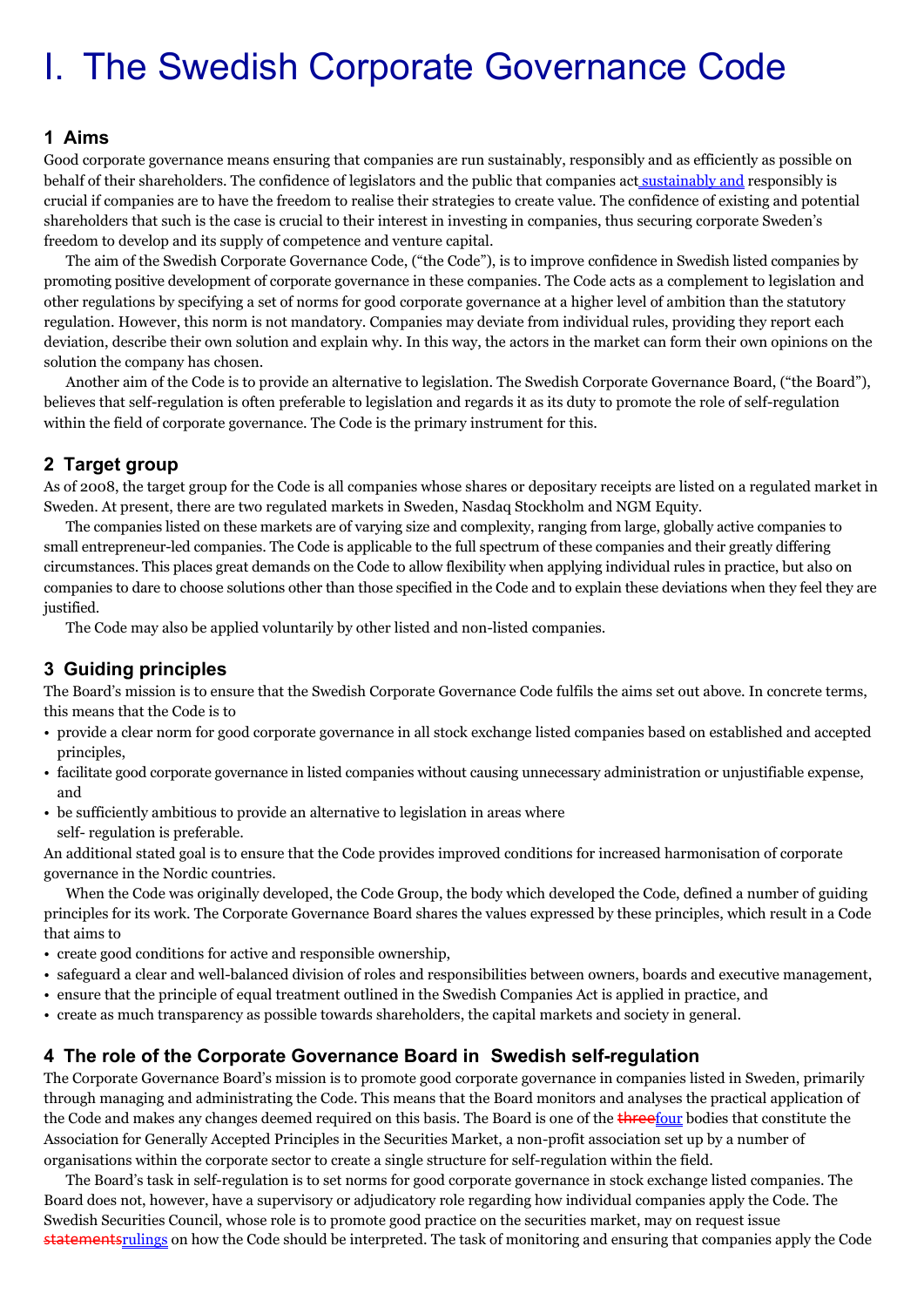# I. The Swedish Corporate Governance Code

## 1 Aims

Good corporate governance means ensuring that companies are run sustainably, responsibly and as efficiently as possible on behalf of their shareholders. The confidence of legislators and the public that companies act sustainably and responsibly is crucial if companies are to have the freedom to realise their strategies to create value. The confidence of existing and potential shareholders that such is the case is crucial to their interest in investing in companies, thus securing corporate Sweden's freedom to develop and its supply of competence and venture capital.

The aim of the Swedish Corporate Governance Code, ("the Code"), is to improve confidence in Swedish listed companies by promoting positive development of corporate governance in these companies. The Code acts as a complement to legislation and other regulations by specifying a set of norms for good corporate governance at a higher level of ambition than the statutory regulation. However, this norm is not mandatory. Companies may deviate from individual rules, providing they report each deviation, describe their own solution and explain why. In this way, the actors in the market can form their own opinions on the solution the company has chosen.

Another aim of the Code is to provide an alternative to legislation. The Swedish Corporate Governance Board, ("the Board"), believes that self-regulation is often preferable to legislation and regards it as its duty to promote the role of self-regulation within the field of corporate governance. The Code is the primary instrument for this.

## 2 Target group

As of 2008, the target group for the Code is all companies whose shares or depositary receipts are listed on a regulated market in Sweden. At present, there are two regulated markets in Sweden, Nasdaq Stockholm and NGM Equity.

The companies listed on these markets are of varying size and complexity, ranging from large, globally active companies to small entrepreneur-led companies. The Code is applicable to the full spectrum of these companies and their greatly differing circumstances. This places great demands on the Code to allow flexibility when applying individual rules in practice, but also on companies to dare to choose solutions other than those specified in the Code and to explain these deviations when they feel they are justified.

The Code may also be applied voluntarily by other listed and non-listed companies.

## 3 Guiding principles

The Board's mission is to ensure that the Swedish Corporate Governance Code fulfils the aims set out above. In concrete terms, this means that the Code is to

- provide a clear norm for good corporate governance in all stock exchange listed companies based on established and accepted principles,
- facilitate good corporate governance in listed companies without causing unnecessary administration or unjustifiable expense, and
- be sufficiently ambitious to provide an alternative to legislation in areas where self- regulation is preferable.

An additional stated goal is to ensure that the Code provides improved conditions for increased harmonisation of corporate governance in the Nordic countries.

When the Code was originally developed, the Code Group, the body which developed the Code, defined a number of guiding principles for its work. The Corporate Governance Board shares the values expressed by these principles, which result in a Code that aims to

- create good conditions for active and responsible ownership,
- safeguard a clear and well-balanced division of roles and responsibilities between owners, boards and executive management,
- ensure that the principle of equal treatment outlined in the Swedish Companies Act is applied in practice, and
- create as much transparency as possible towards shareholders, the capital markets and society in general.

## 4 The role of the Corporate Governance Board in Swedish self-regulation

The Corporate Governance Board's mission is to promote good corporate governance in companies listed in Sweden, primarily through managing and administrating the Code. This means that the Board monitors and analyses the practical application of the Code and makes any changes deemed required on this basis. The Board is one of the ~~three~~four bodies that constitute the Association for Generally Accepted Principles in the Securities Market, a non-profit association set up by a number of organisations within the corporate sector to create a single structure for self-regulation within the field.

The Board's task in self-regulation is to set norms for good corporate governance in stock exchange listed companies. The Board does not, however, have a supervisory or adjudicatory role regarding how individual companies apply the Code. The Swedish Securities Council, whose role is to promote good practice on the securities market, may on request issue ~~statements~~rulings on how the Code should be interpreted. The task of monitoring and ensuring that companies apply the Code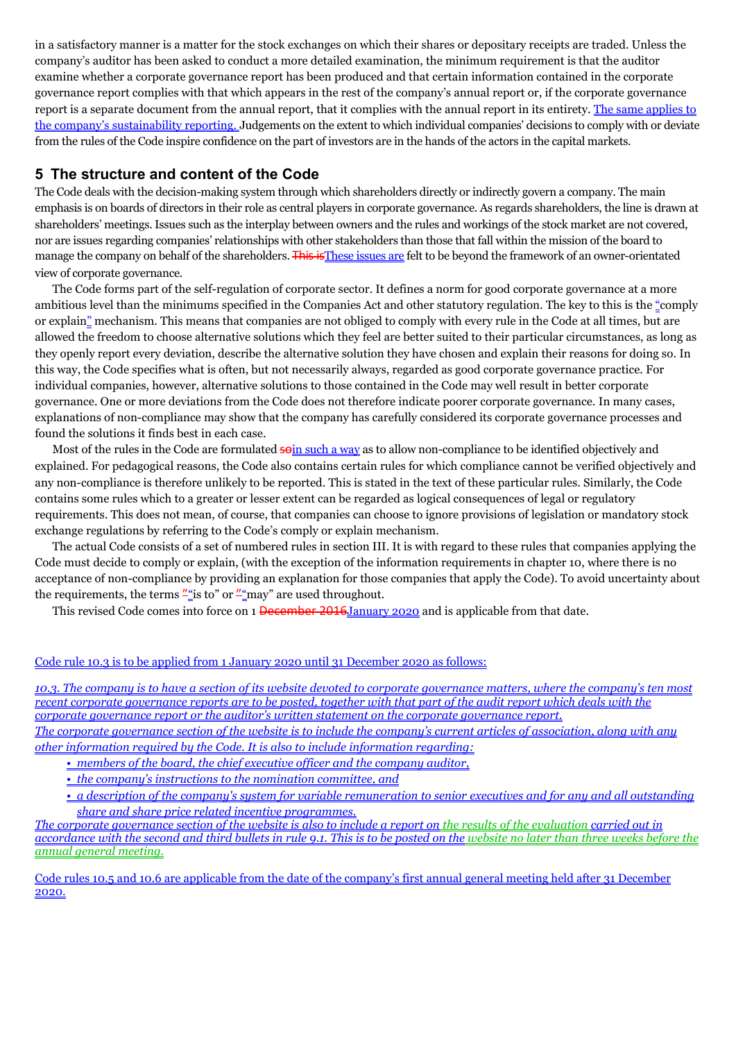in a satisfactory manner is a matter for the stock exchanges on which their shares or depositary receipts are traded. Unless the company's auditor has been asked to conduct a more detailed examination, the minimum requirement is that the auditor examine whether a corporate governance report has been produced and that certain information contained in the corporate governance report complies with that which appears in the rest of the company's annual report or, if the corporate governance report is a separate document from the annual report, that it complies with the annual report in its entirety. The same applies to the company's sustainability reporting. Judgements on the extent to which individual companies' decisions to comply with or deviate from the rules of the Code inspire confidence on the part of investors are in the hands of the actors in the capital markets.

## 5 The structure and content of the Code

The Code deals with the decision-making system through which shareholders directly or indirectly govern a company. The main emphasis is on boards of directors in their role as central players in corporate governance. As regards shareholders, the line is drawn at shareholders' meetings. Issues such as the interplay between owners and the rules and workings of the stock market are not covered, nor are issues regarding companies' relationships with other stakeholders than those that fall within the mission of the board to manage the company on behalf of the shareholders. ~~This is~~These issues are felt to be beyond the framework of an owner-orientated view of corporate governance.

The Code forms part of the self-regulation of corporate sector. It defines a norm for good corporate governance at a more ambitious level than the minimums specified in the Companies Act and other statutory regulation. The key to this is the "comply or explain" mechanism. This means that companies are not obliged to comply with every rule in the Code at all times, but are allowed the freedom to choose alternative solutions which they feel are better suited to their particular circumstances, as long as they openly report every deviation, describe the alternative solution they have chosen and explain their reasons for doing so. In this way, the Code specifies what is often, but not necessarily always, regarded as good corporate governance practice. For individual companies, however, alternative solutions to those contained in the Code may well result in better corporate governance. One or more deviations from the Code does not therefore indicate poorer corporate governance. In many cases, explanations of non-compliance may show that the company has carefully considered its corporate governance processes and found the solutions it finds best in each case.

Most of the rules in the Code are formulated ~~so~~in such a way as to allow non-compliance to be identified objectively and explained. For pedagogical reasons, the Code also contains certain rules for which compliance cannot be verified objectively and any non-compliance is therefore unlikely to be reported. This is stated in the text of these particular rules. Similarly, the Code contains some rules which to a greater or lesser extent can be regarded as logical consequences of legal or regulatory requirements. This does not mean, of course, that companies can choose to ignore provisions of legislation or mandatory stock exchange regulations by referring to the Code's comply or explain mechanism.

The actual Code consists of a set of numbered rules in section III. It is with regard to these rules that companies applying the Code must decide to comply or explain, (with the exception of the information requirements in chapter 10, where there is no acceptance of non-compliance by providing an explanation for those companies that apply the Code). To avoid uncertainty about the requirements, the terms ~~"~~"is to" or ~~"~~"may" are used throughout.

This revised Code comes into force on 1 ~~December 2016~~January 2020 and is applicable from that date.

Code rule 10.3 is to be applied from 1 January 2020 until 31 December 2020 as follows:

*10.3. The company is to have a section of its website devoted to corporate governance matters, where the company's ten most recent corporate governance reports are to be posted, together with that part of the audit report which deals with the corporate governance report or the auditor's written statement on the corporate governance report.*

*The corporate governance section of the website is to include the company's current articles of association, along with any other information required by the Code. It is also to include information regarding:*

- *members of the board, the chief executive officer and the company auditor,*
- *the company's instructions to the nomination committee, and*
- *a description of the company's system for variable remuneration to senior executives and for any and all outstanding share and share price related incentive programmes.*

*The corporate governance section of the website is also to include a report on the results of the evaluation carried out in accordance with the second and third bullets in rule 9.1. This is to be posted on the website no later than three weeks before the annual general meeting.*

Code rules 10.5 and 10.6 are applicable from the date of the company's first annual general meeting held after 31 December 2020.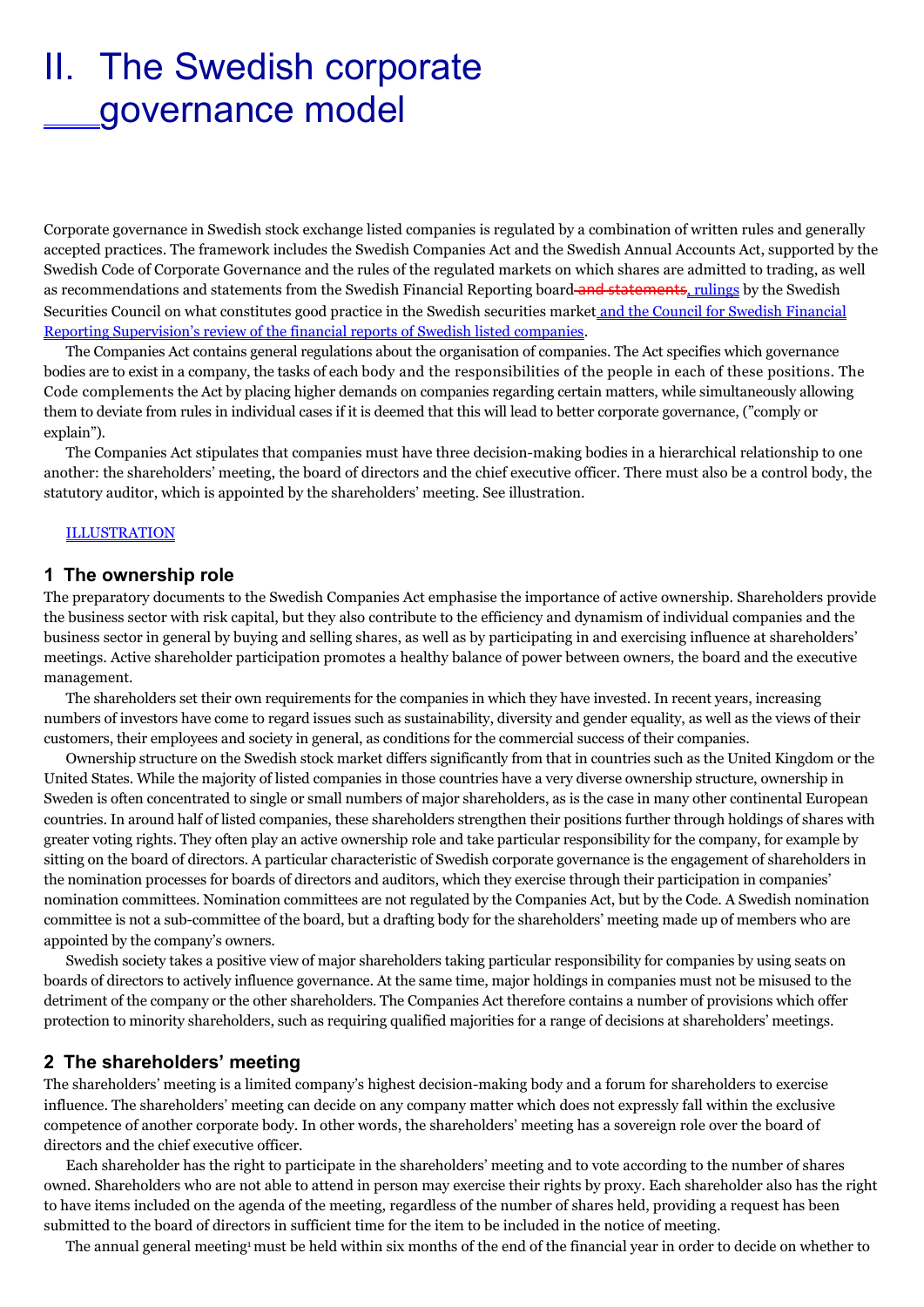# II. The Swedish corporate governance model

Corporate governance in Swedish stock exchange listed companies is regulated by a combination of written rules and generally accepted practices. The framework includes the Swedish Companies Act and the Swedish Annual Accounts Act, supported by the Swedish Code of Corporate Governance and the rules of the regulated markets on which shares are admitted to trading, as well as recommendations and statements from the Swedish Financial Reporting board ~~and statements~~, rulings by the Swedish Securities Council on what constitutes good practice in the Swedish securities market and the Council for Swedish Financial Reporting Supervision's review of the financial reports of Swedish listed companies.

The Companies Act contains general regulations about the organisation of companies. The Act specifies which governance bodies are to exist in a company, the tasks of each body and the responsibilities of the people in each of these positions. The Code complements the Act by placing higher demands on companies regarding certain matters, while simultaneously allowing them to deviate from rules in individual cases if it is deemed that this will lead to better corporate governance, ("comply or explain").

The Companies Act stipulates that companies must have three decision-making bodies in a hierarchical relationship to one another: the shareholders' meeting, the board of directors and the chief executive officer. There must also be a control body, the statutory auditor, which is appointed by the shareholders' meeting. See illustration.

ILLUSTRATION

## 1 The ownership role

The preparatory documents to the Swedish Companies Act emphasise the importance of active ownership. Shareholders provide the business sector with risk capital, but they also contribute to the efficiency and dynamism of individual companies and the business sector in general by buying and selling shares, as well as by participating in and exercising influence at shareholders' meetings. Active shareholder participation promotes a healthy balance of power between owners, the board and the executive management.

The shareholders set their own requirements for the companies in which they have invested. In recent years, increasing numbers of investors have come to regard issues such as sustainability, diversity and gender equality, as well as the views of their customers, their employees and society in general, as conditions for the commercial success of their companies.

Ownership structure on the Swedish stock market differs significantly from that in countries such as the United Kingdom or the United States. While the majority of listed companies in those countries have a very diverse ownership structure, ownership in Sweden is often concentrated to single or small numbers of major shareholders, as is the case in many other continental European countries. In around half of listed companies, these shareholders strengthen their positions further through holdings of shares with greater voting rights. They often play an active ownership role and take particular responsibility for the company, for example by sitting on the board of directors. A particular characteristic of Swedish corporate governance is the engagement of shareholders in the nomination processes for boards of directors and auditors, which they exercise through their participation in companies' nomination committees. Nomination committees are not regulated by the Companies Act, but by the Code. A Swedish nomination committee is not a sub-committee of the board, but a drafting body for the shareholders' meeting made up of members who are appointed by the company's owners.

Swedish society takes a positive view of major shareholders taking particular responsibility for companies by using seats on boards of directors to actively influence governance. At the same time, major holdings in companies must not be misused to the detriment of the company or the other shareholders. The Companies Act therefore contains a number of provisions which offer protection to minority shareholders, such as requiring qualified majorities for a range of decisions at shareholders' meetings.

## 2 The shareholders' meeting

The shareholders' meeting is a limited company's highest decision-making body and a forum for shareholders to exercise influence. The shareholders' meeting can decide on any company matter which does not expressly fall within the exclusive competence of another corporate body. In other words, the shareholders' meeting has a sovereign role over the board of directors and the chief executive officer.

Each shareholder has the right to participate in the shareholders' meeting and to vote according to the number of shares owned. Shareholders who are not able to attend in person may exercise their rights by proxy. Each shareholder also has the right to have items included on the agenda of the meeting, regardless of the number of shares held, providing a request has been submitted to the board of directors in sufficient time for the item to be included in the notice of meeting.

The annual general meeting[1] must be held within six months of the end of the financial year in order to decide on whether to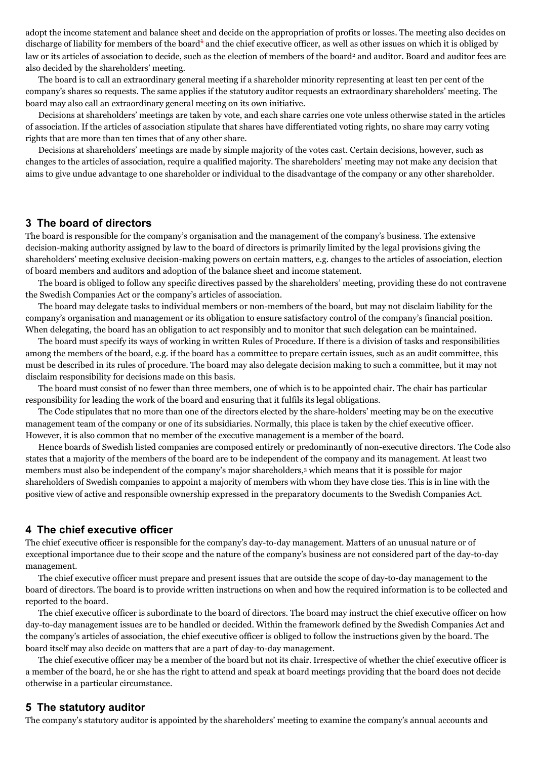adopt the income statement and balance sheet and decide on the appropriation of profits or losses. The meeting also decides on discharge of liability for members of the board[1] and the chief executive officer, as well as other issues on which it is obliged by law or its articles of association to decide, such as the election of members of the board[2] and auditor. Board and auditor fees are also decided by the shareholders' meeting.

The board is to call an extraordinary general meeting if a shareholder minority representing at least ten per cent of the company's shares so requests. The same applies if the statutory auditor requests an extraordinary shareholders' meeting. The board may also call an extraordinary general meeting on its own initiative.

Decisions at shareholders' meetings are taken by vote, and each share carries one vote unless otherwise stated in the articles of association. If the articles of association stipulate that shares have differentiated voting rights, no share may carry voting rights that are more than ten times that of any other share.

Decisions at shareholders' meetings are made by simple majority of the votes cast. Certain decisions, however, such as changes to the articles of association, require a qualified majority. The shareholders' meeting may not make any decision that aims to give undue advantage to one shareholder or individual to the disadvantage of the company or any other shareholder.

## 3 The board of directors

The board is responsible for the company's organisation and the management of the company's business. The extensive decision-making authority assigned by law to the board of directors is primarily limited by the legal provisions giving the shareholders' meeting exclusive decision-making powers on certain matters, e.g. changes to the articles of association, election of board members and auditors and adoption of the balance sheet and income statement.

The board is obliged to follow any specific directives passed by the shareholders' meeting, providing these do not contravene the Swedish Companies Act or the company's articles of association.

The board may delegate tasks to individual members or non-members of the board, but may not disclaim liability for the company's organisation and management or its obligation to ensure satisfactory control of the company's financial position. When delegating, the board has an obligation to act responsibly and to monitor that such delegation can be maintained.

The board must specify its ways of working in written Rules of Procedure. If there is a division of tasks and responsibilities among the members of the board, e.g. if the board has a committee to prepare certain issues, such as an audit committee, this must be described in its rules of procedure. The board may also delegate decision making to such a committee, but it may not disclaim responsibility for decisions made on this basis.

The board must consist of no fewer than three members, one of which is to be appointed chair. The chair has particular responsibility for leading the work of the board and ensuring that it fulfils its legal obligations.

The Code stipulates that no more than one of the directors elected by the share-holders' meeting may be on the executive management team of the company or one of its subsidiaries. Normally, this place is taken by the chief executive officer. However, it is also common that no member of the executive management is a member of the board.

Hence boards of Swedish listed companies are composed entirely or predominantly of non-executive directors. The Code also states that a majority of the members of the board are to be independent of the company and its management. At least two members must also be independent of the company's major shareholders,[3] which means that it is possible for major shareholders of Swedish companies to appoint a majority of members with whom they have close ties. This is in line with the positive view of active and responsible ownership expressed in the preparatory documents to the Swedish Companies Act.

## 4 The chief executive officer

The chief executive officer is responsible for the company's day-to-day management. Matters of an unusual nature or of exceptional importance due to their scope and the nature of the company's business are not considered part of the day-to-day management.

The chief executive officer must prepare and present issues that are outside the scope of day-to-day management to the board of directors. The board is to provide written instructions on when and how the required information is to be collected and reported to the board.

The chief executive officer is subordinate to the board of directors. The board may instruct the chief executive officer on how day-to-day management issues are to be handled or decided. Within the framework defined by the Swedish Companies Act and the company's articles of association, the chief executive officer is obliged to follow the instructions given by the board. The board itself may also decide on matters that are a part of day-to-day management.

The chief executive officer may be a member of the board but not its chair. Irrespective of whether the chief executive officer is a member of the board, he or she has the right to attend and speak at board meetings providing that the board does not decide otherwise in a particular circumstance.

## 5 The statutory auditor

The company's statutory auditor is appointed by the shareholders' meeting to examine the company's annual accounts and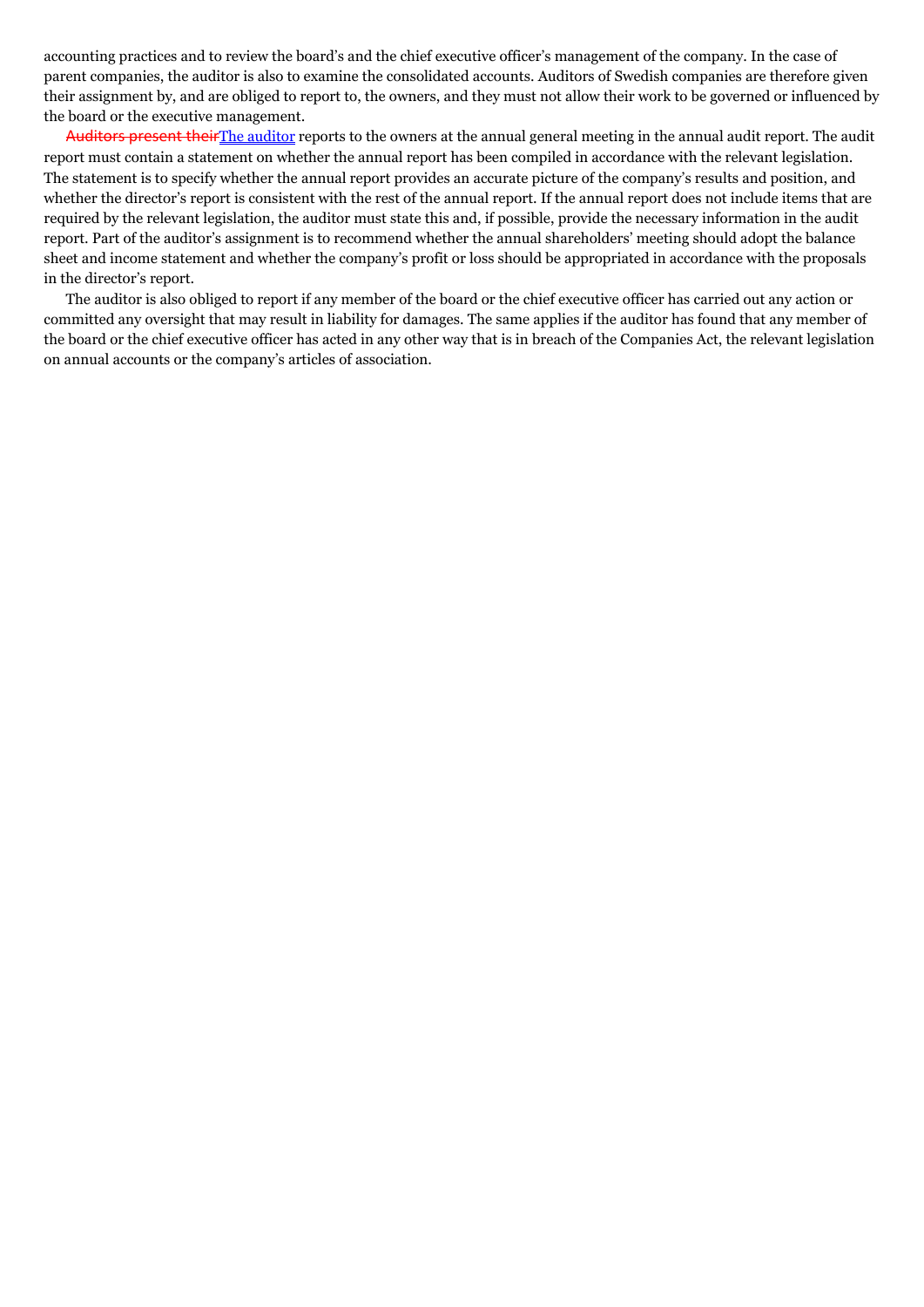accounting practices and to review the board's and the chief executive officer's management of the company. In the case of parent companies, the auditor is also to examine the consolidated accounts. Auditors of Swedish companies are therefore given their assignment by, and are obliged to report to, the owners, and they must not allow their work to be governed or influenced by the board or the executive management.

~~Auditors present their~~The auditor reports to the owners at the annual general meeting in the annual audit report. The audit report must contain a statement on whether the annual report has been compiled in accordance with the relevant legislation. The statement is to specify whether the annual report provides an accurate picture of the company's results and position, and whether the director's report is consistent with the rest of the annual report. If the annual report does not include items that are required by the relevant legislation, the auditor must state this and, if possible, provide the necessary information in the audit report. Part of the auditor's assignment is to recommend whether the annual shareholders' meeting should adopt the balance sheet and income statement and whether the company's profit or loss should be appropriated in accordance with the proposals in the director's report.

The auditor is also obliged to report if any member of the board or the chief executive officer has carried out any action or committed any oversight that may result in liability for damages. The same applies if the auditor has found that any member of the board or the chief executive officer has acted in any other way that is in breach of the Companies Act, the relevant legislation on annual accounts or the company's articles of association.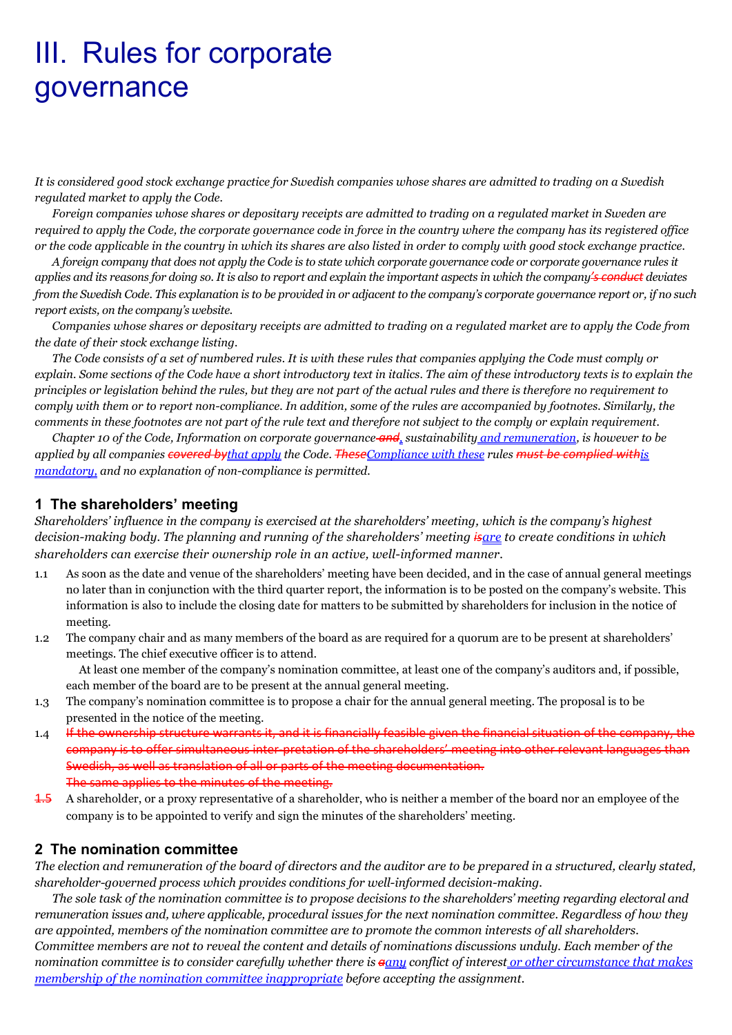# III. Rules for corporate governance

*It is considered good stock exchange practice for Swedish companies whose shares are admitted to trading on a Swedish regulated market to apply the Code.*

*Foreign companies whose shares or depositary receipts are admitted to trading on a regulated market in Sweden are required to apply the Code, the corporate governance code in force in the country where the company has its registered office or the code applicable in the country in which its shares are also listed in order to comply with good stock exchange practice.*

*A foreign company that does not apply the Code is to state which corporate governance code or corporate governance rules it applies and its reasons for doing so. It is also to report and explain the important aspects in which the company~~'s conduct~~ deviates from the Swedish Code. This explanation is to be provided in or adjacent to the company's corporate governance report or, if no such report exists, on the company's website.*

*Companies whose shares or depositary receipts are admitted to trading on a regulated market are to apply the Code from the date of their stock exchange listing.*

*The Code consists of a set of numbered rules. It is with these rules that companies applying the Code must comply or explain. Some sections of the Code have a short introductory text in italics. The aim of these introductory texts is to explain the principles or legislation behind the rules, but they are not part of the actual rules and there is therefore no requirement to comply with them or to report non-compliance. In addition, some of the rules are accompanied by footnotes. Similarly, the comments in these footnotes are not part of the rule text and therefore not subject to the comply or explain requirement.*

*Chapter 10 of the Code, Information on corporate governance ~~and~~<u>,</u> sustainability <u>and remuneration</u>, is however to be applied by all companies ~~covered by~~<u>that apply</u> the Code. ~~These~~<u>Compliance with these</u> rules ~~must be complied with~~<u>is mandatory,</u> and no explanation of non-compliance is permitted.*

## 1 The shareholders' meeting

*Shareholders' influence in the company is exercised at the shareholders' meeting, which is the company's highest decision-making body. The planning and running of the shareholders' meeting ~~is~~<u>are</u> to create conditions in which shareholders can exercise their ownership role in an active, well-informed manner.*

1.1 As soon as the date and venue of the shareholders' meeting have been decided, and in the case of annual general meetings no later than in conjunction with the third quarter report, the information is to be posted on the company's website. This information is also to include the closing date for matters to be submitted by shareholders for inclusion in the notice of meeting.

1.2 The company chair and as many members of the board as are required for a quorum are to be present at shareholders' meetings. The chief executive officer is to attend.

At least one member of the company's nomination committee, at least one of the company's auditors and, if possible, each member of the board are to be present at the annual general meeting.

1.3 The company's nomination committee is to propose a chair for the annual general meeting. The proposal is to be presented in the notice of the meeting.

1.4 ~~If the ownership structure warrants it, and it is financially feasible given the financial situation of the company, the company is to offer simultaneous inter-pretation of the shareholders' meeting into other relevant languages than Swedish, as well as translation of all or parts of the meeting documentation.~~

~~The same applies to the minutes of the meeting.~~

~~1.5~~ A shareholder, or a proxy representative of a shareholder, who is neither a member of the board nor an employee of the company is to be appointed to verify and sign the minutes of the shareholders' meeting.

## 2 The nomination committee

*The election and remuneration of the board of directors and the auditor are to be prepared in a structured, clearly stated, shareholder-governed process which provides conditions for well-informed decision-making.*

*The sole task of the nomination committee is to propose decisions to the shareholders' meeting regarding electoral and remuneration issues and, where applicable, procedural issues for the next nomination committee. Regardless of how they are appointed, members of the nomination committee are to promote the common interests of all shareholders. Committee members are not to reveal the content and details of nominations discussions unduly. Each member of the nomination committee is to consider carefully whether there is ~~a~~<u>any</u> conflict of interest <u>or other circumstance that makes membership of the nomination committee inappropriate</u> before accepting the assignment.*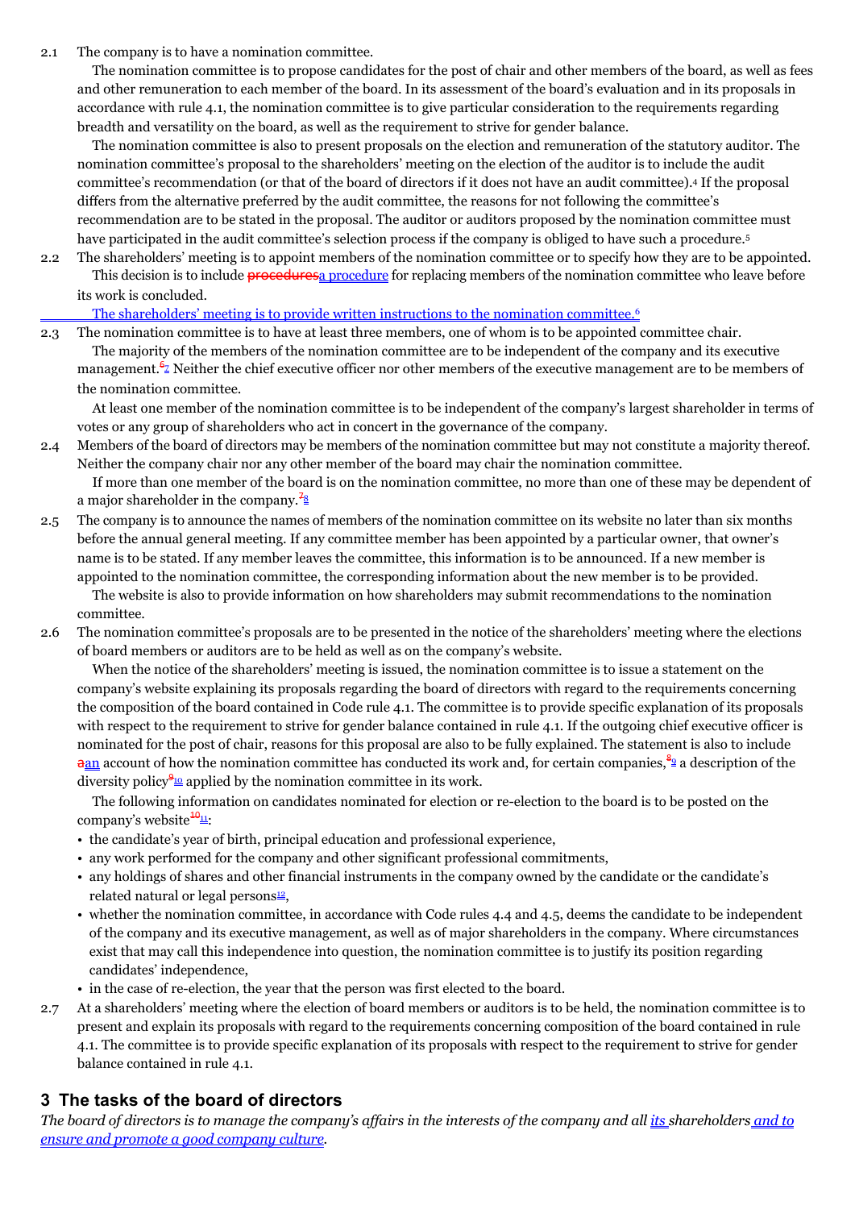2.1 The company is to have a nomination committee.

The nomination committee is to propose candidates for the post of chair and other members of the board, as well as fees and other remuneration to each member of the board. In its assessment of the board's evaluation and in its proposals in accordance with rule 4.1, the nomination committee is to give particular consideration to the requirements regarding breadth and versatility on the board, as well as the requirement to strive for gender balance.

The nomination committee is also to present proposals on the election and remuneration of the statutory auditor. The nomination committee's proposal to the shareholders' meeting on the election of the auditor is to include the audit committee's recommendation (or that of the board of directors if it does not have an audit committee).[4] If the proposal differs from the alternative preferred by the audit committee, the reasons for not following the committee's recommendation are to be stated in the proposal. The auditor or auditors proposed by the nomination committee must have participated in the audit committee's selection process if the company is obliged to have such a procedure.[5]

2.2 The shareholders' meeting is to appoint members of the nomination committee or to specify how they are to be appointed. This decision is to include ~~procedures~~a procedure for replacing members of the nomination committee who leave before its work is concluded.

The shareholders' meeting is to provide written instructions to the nomination committee.[6]

2.3 The nomination committee is to have at least three members, one of whom is to be appointed committee chair.

The majority of the members of the nomination committee are to be independent of the company and its executive management.~~[6]~~[7] Neither the chief executive officer nor other members of the executive management are to be members of the nomination committee.

At least one member of the nomination committee is to be independent of the company's largest shareholder in terms of votes or any group of shareholders who act in concert in the governance of the company.

2.4 Members of the board of directors may be members of the nomination committee but may not constitute a majority thereof. Neither the company chair nor any other member of the board may chair the nomination committee.

If more than one member of the board is on the nomination committee, no more than one of these may be dependent of a major shareholder in the company.~~[7]~~[8]

2.5 The company is to announce the names of members of the nomination committee on its website no later than six months before the annual general meeting. If any committee member has been appointed by a particular owner, that owner's name is to be stated. If any member leaves the committee, this information is to be announced. If a new member is appointed to the nomination committee, the corresponding information about the new member is to be provided.

The website is also to provide information on how shareholders may submit recommendations to the nomination committee.

2.6 The nomination committee's proposals are to be presented in the notice of the shareholders' meeting where the elections of board members or auditors are to be held as well as on the company's website.

When the notice of the shareholders' meeting is issued, the nomination committee is to issue a statement on the company's website explaining its proposals regarding the board of directors with regard to the requirements concerning the composition of the board contained in Code rule 4.1. The committee is to provide specific explanation of its proposals with respect to the requirement to strive for gender balance contained in rule 4.1. If the outgoing chief executive officer is nominated for the post of chair, reasons for this proposal are also to be fully explained. The statement is also to include ~~a~~an account of how the nomination committee has conducted its work and, for certain companies,~~[8]~~[9] a description of the diversity policy~~[9]~~[10] applied by the nomination committee in its work.

The following information on candidates nominated for election or re-election to the board is to be posted on the company's website~~[10]~~[11]:

- the candidate's year of birth, principal education and professional experience,
- any work performed for the company and other significant professional commitments,
- any holdings of shares and other financial instruments in the company owned by the candidate or the candidate's related natural or legal persons[12],
- whether the nomination committee, in accordance with Code rules 4.4 and 4.5, deems the candidate to be independent of the company and its executive management, as well as of major shareholders in the company. Where circumstances exist that may call this independence into question, the nomination committee is to justify its position regarding candidates' independence,
- in the case of re-election, the year that the person was first elected to the board.

2.7 At a shareholders' meeting where the election of board members or auditors is to be held, the nomination committee is to present and explain its proposals with regard to the requirements concerning composition of the board contained in rule 4.1. The committee is to provide specific explanation of its proposals with respect to the requirement to strive for gender balance contained in rule 4.1.

## 3 The tasks of the board of directors

*The board of directors is to manage the company's affairs in the interests of the company and all its shareholders and to ensure and promote a good company culture.*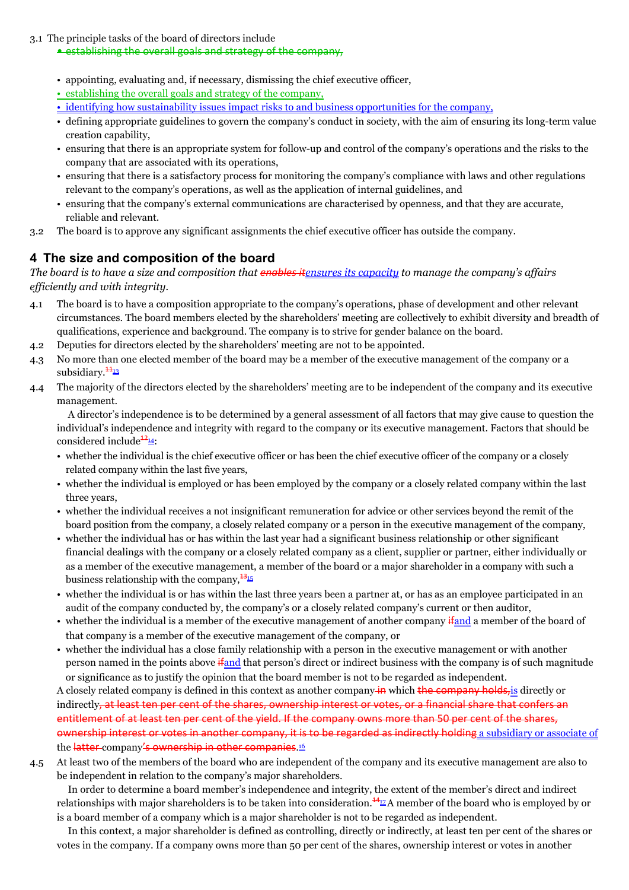3.1 The principle tasks of the board of directors include

• establishing the overall goals and strategy of the company,

- appointing, evaluating and, if necessary, dismissing the chief executive officer,
- establishing the overall goals and strategy of the company,
- identifying how sustainability issues impact risks to and business opportunities for the company,
- defining appropriate guidelines to govern the company's conduct in society, with the aim of ensuring its long-term value creation capability,
- ensuring that there is an appropriate system for follow-up and control of the company's operations and the risks to the company that are associated with its operations,
- ensuring that there is a satisfactory process for monitoring the company's compliance with laws and other regulations relevant to the company's operations, as well as the application of internal guidelines, and
- ensuring that the company's external communications are characterised by openness, and that they are accurate, reliable and relevant.

3.2 The board is to approve any significant assignments the chief executive officer has outside the company.

## 4 The size and composition of the board

*The board is to have a size and composition that ~~enables it~~ensures its capacity to manage the company's affairs efficiently and with integrity.*

4.1 The board is to have a composition appropriate to the company's operations, phase of development and other relevant circumstances. The board members elected by the shareholders' meeting are collectively to exhibit diversity and breadth of qualifications, experience and background. The company is to strive for gender balance on the board.

4.2 Deputies for directors elected by the shareholders' meeting are not to be appointed.

4.3 No more than one elected member of the board may be a member of the executive management of the company or a subsidiary.[11][13]

4.4 The majority of the directors elected by the shareholders' meeting are to be independent of the company and its executive management.

A director's independence is to be determined by a general assessment of all factors that may give cause to question the individual's independence and integrity with regard to the company or its executive management. Factors that should be considered include[12][14]:

- whether the individual is the chief executive officer or has been the chief executive officer of the company or a closely related company within the last five years,
- whether the individual is employed or has been employed by the company or a closely related company within the last three years,
- whether the individual receives a not insignificant remuneration for advice or other services beyond the remit of the board position from the company, a closely related company or a person in the executive management of the company,
- whether the individual has or has within the last year had a significant business relationship or other significant financial dealings with the company or a closely related company as a client, supplier or partner, either individually or as a member of the executive management, a member of the board or a major shareholder in a company with such a business relationship with the company,[13][15]
- whether the individual is or has within the last three years been a partner at, or has as an employee participated in an audit of the company conducted by, the company's or a closely related company's current or then auditor,
- whether the individual is a member of the executive management of another company ~~if~~and a member of the board of that company is a member of the executive management of the company, or
- whether the individual has a close family relationship with a person in the executive management or with another person named in the points above ~~if~~and that person's direct or indirect business with the company is of such magnitude or significance as to justify the opinion that the board member is not to be regarded as independent.

A closely related company is defined in this context as another company ~~in~~ which ~~the company holds,~~is directly or indirectly~~, at least ten per cent of the shares, ownership interest or votes, or a financial share that confers an entitlement of at least ten per cent of the yield. If the company owns more than 50 per cent of the shares, ownership interest or votes in another company, it is to be regarded as indirectly holding~~ a subsidiary or associate of the ~~latter~~ company~~'s ownership in other companies~~.[16]

4.5 At least two of the members of the board who are independent of the company and its executive management are also to be independent in relation to the company's major shareholders.

In order to determine a board member's independence and integrity, the extent of the member's direct and indirect relationships with major shareholders is to be taken into consideration.[14][17] A member of the board who is employed by or is a board member of a company which is a major shareholder is not to be regarded as independent.

In this context, a major shareholder is defined as controlling, directly or indirectly, at least ten per cent of the shares or votes in the company. If a company owns more than 50 per cent of the shares, ownership interest or votes in another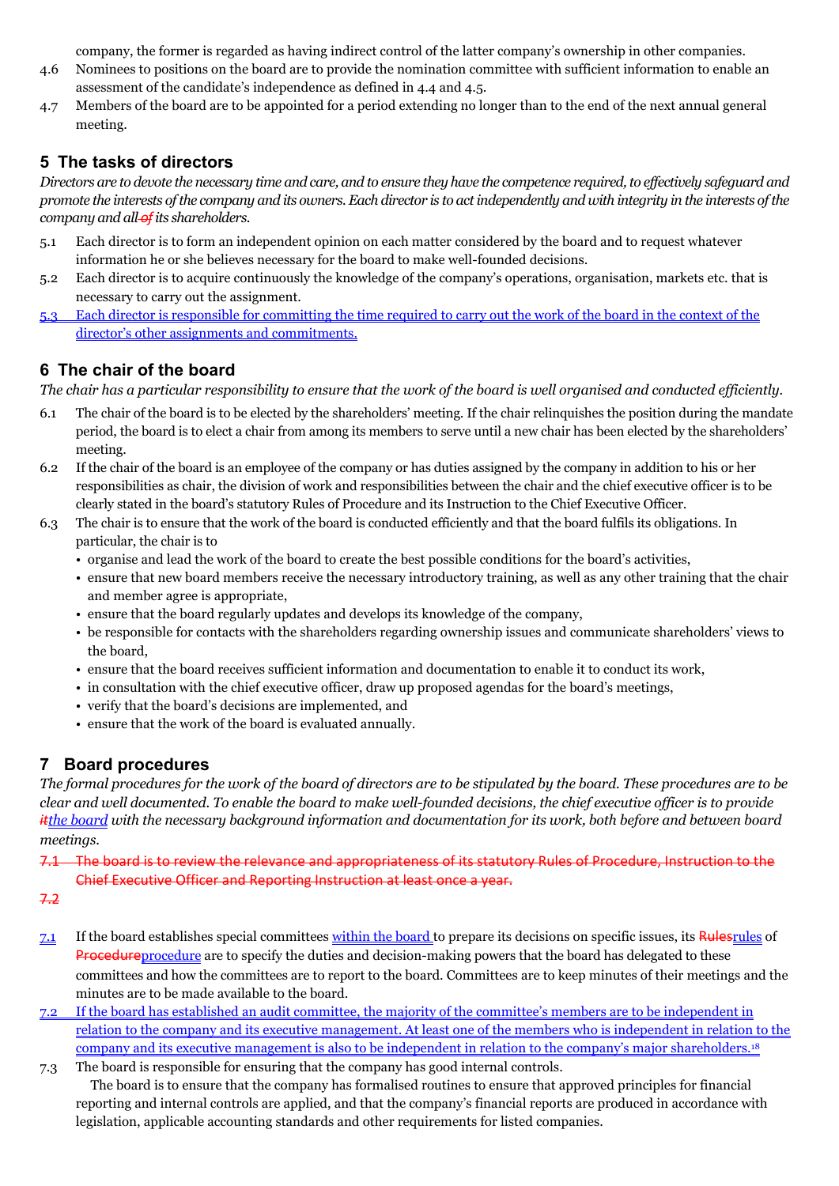company, the former is regarded as having indirect control of the latter company's ownership in other companies.

4.6 Nominees to positions on the board are to provide the nomination committee with sufficient information to enable an assessment of the candidate's independence as defined in 4.4 and 4.5.

4.7 Members of the board are to be appointed for a period extending no longer than to the end of the next annual general meeting.

## 5 The tasks of directors

*Directors are to devote the necessary time and care, and to ensure they have the competence required, to effectively safeguard and promote the interests of the company and its owners. Each director is to act independently and with integrity in the interests of the company and all ~~of~~ its shareholders.*

5.1 Each director is to form an independent opinion on each matter considered by the board and to request whatever information he or she believes necessary for the board to make well-founded decisions.

5.2 Each director is to acquire continuously the knowledge of the company's operations, organisation, markets etc. that is necessary to carry out the assignment.

5.3 Each director is responsible for committing the time required to carry out the work of the board in the context of the director's other assignments and commitments.

## 6 The chair of the board

*The chair has a particular responsibility to ensure that the work of the board is well organised and conducted efficiently.*

6.1 The chair of the board is to be elected by the shareholders' meeting. If the chair relinquishes the position during the mandate period, the board is to elect a chair from among its members to serve until a new chair has been elected by the shareholders' meeting.

6.2 If the chair of the board is an employee of the company or has duties assigned by the company in addition to his or her responsibilities as chair, the division of work and responsibilities between the chair and the chief executive officer is to be clearly stated in the board's statutory Rules of Procedure and its Instruction to the Chief Executive Officer.

6.3 The chair is to ensure that the work of the board is conducted efficiently and that the board fulfils its obligations. In particular, the chair is to

- organise and lead the work of the board to create the best possible conditions for the board's activities,
- ensure that new board members receive the necessary introductory training, as well as any other training that the chair and member agree is appropriate,
- ensure that the board regularly updates and develops its knowledge of the company,
- be responsible for contacts with the shareholders regarding ownership issues and communicate shareholders' views to the board,
- ensure that the board receives sufficient information and documentation to enable it to conduct its work,
- in consultation with the chief executive officer, draw up proposed agendas for the board's meetings,
- verify that the board's decisions are implemented, and
- ensure that the work of the board is evaluated annually.

## 7 Board procedures

*The formal procedures for the work of the board of directors are to be stipulated by the board. These procedures are to be clear and well documented. To enable the board to make well-founded decisions, the chief executive officer is to provide ~~it~~the board with the necessary background information and documentation for its work, both before and between board meetings.*

~~7.1 The board is to review the relevance and appropriateness of its statutory Rules of Procedure, Instruction to the Chief Executive Officer and Reporting Instruction at least once a year.~~

~~7.2~~

7.1 If the board establishes special committees within the board to prepare its decisions on specific issues, its ~~Rules~~rules of ~~Procedure~~procedure are to specify the duties and decision-making powers that the board has delegated to these committees and how the committees are to report to the board. Committees are to keep minutes of their meetings and the minutes are to be made available to the board.

7.2 If the board has established an audit committee, the majority of the committee's members are to be independent in relation to the company and its executive management. At least one of the members who is independent in relation to the company and its executive management is also to be independent in relation to the company's major shareholders.[18]

7.3 The board is responsible for ensuring that the company has good internal controls.

The board is to ensure that the company has formalised routines to ensure that approved principles for financial reporting and internal controls are applied, and that the company's financial reports are produced in accordance with legislation, applicable accounting standards and other requirements for listed companies.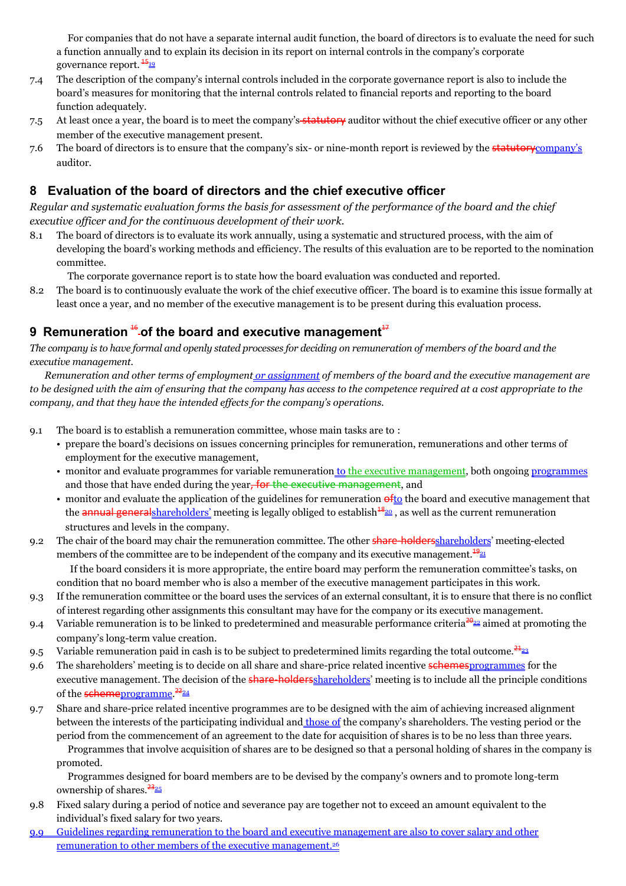For companies that do not have a separate internal audit function, the board of directors is to evaluate the need for such a function annually and to explain its decision in its report on internal controls in the company's corporate governance report.~~[15]~~[19]

7.4 The description of the company's internal controls included in the corporate governance report is also to include the board's measures for monitoring that the internal controls related to financial reports and reporting to the board function adequately.

7.5 At least once a year, the board is to meet the company's ~~statutory~~ auditor without the chief executive officer or any other member of the executive management present.

7.6 The board of directors is to ensure that the company's six- or nine-month report is reviewed by the ~~statutory~~company's auditor.

## 8 Evaluation of the board of directors and the chief executive officer

*Regular and systematic evaluation forms the basis for assessment of the performance of the board and the chief executive officer and for the continuous development of their work.*

8.1 The board of directors is to evaluate its work annually, using a systematic and structured process, with the aim of developing the board's working methods and efficiency. The results of this evaluation are to be reported to the nomination committee.

The corporate governance report is to state how the board evaluation was conducted and reported.

8.2 The board is to continuously evaluate the work of the chief executive officer. The board is to examine this issue formally at least once a year, and no member of the executive management is to be present during this evaluation process.

## 9 Remuneration ~~[16]~~ of the board and executive management~~[17]~~

*The company is to have formal and openly stated processes for deciding on remuneration of members of the board and the executive management.*

*Remuneration and other terms of employment or assignment of members of the board and the executive management are to be designed with the aim of ensuring that the company has access to the competence required at a cost appropriate to the company, and that they have the intended effects for the company's operations.*

9.1 The board is to establish a remuneration committee, whose main tasks are to :

- prepare the board's decisions on issues concerning principles for remuneration, remunerations and other terms of employment for the executive management,
- monitor and evaluate programmes for variable remuneration to the executive management, both ongoing programmes and those that have ended during the year~~, for the executive management~~, and
- monitor and evaluate the application of the guidelines for remuneration ~~of~~to the board and executive management that the ~~annual general~~shareholders' meeting is legally obliged to establish~~[18]~~[20] , as well as the current remuneration structures and levels in the company.

9.2 The chair of the board may chair the remuneration committee. The other ~~share-holders~~shareholders' meeting-elected members of the committee are to be independent of the company and its executive management.~~[19]~~[21]

If the board considers it is more appropriate, the entire board may perform the remuneration committee's tasks, on condition that no board member who is also a member of the executive management participates in this work.

9.3 If the remuneration committee or the board uses the services of an external consultant, it is to ensure that there is no conflict of interest regarding other assignments this consultant may have for the company or its executive management.

9.4 Variable remuneration is to be linked to predetermined and measurable performance criteria~~[20]~~[22] aimed at promoting the company's long-term value creation.

9.5 Variable remuneration paid in cash is to be subject to predetermined limits regarding the total outcome.~~[21]~~[23]

9.6 The shareholders' meeting is to decide on all share and share-price related incentive ~~schemes~~programmes for the executive management. The decision of the ~~share-holders~~shareholders' meeting is to include all the principle conditions of the ~~scheme~~programme.~~[22]~~[24]

9.7 Share and share-price related incentive programmes are to be designed with the aim of achieving increased alignment between the interests of the participating individual and those of the company's shareholders. The vesting period or the period from the commencement of an agreement to the date for acquisition of shares is to be no less than three years.

Programmes that involve acquisition of shares are to be designed so that a personal holding of shares in the company is promoted.

Programmes designed for board members are to be devised by the company's owners and to promote long-term ownership of shares.~~[23]~~[25]

9.8 Fixed salary during a period of notice and severance pay are together not to exceed an amount equivalent to the individual's fixed salary for two years.

9.9 Guidelines regarding remuneration to the board and executive management are also to cover salary and other remuneration to other members of the executive management.[26]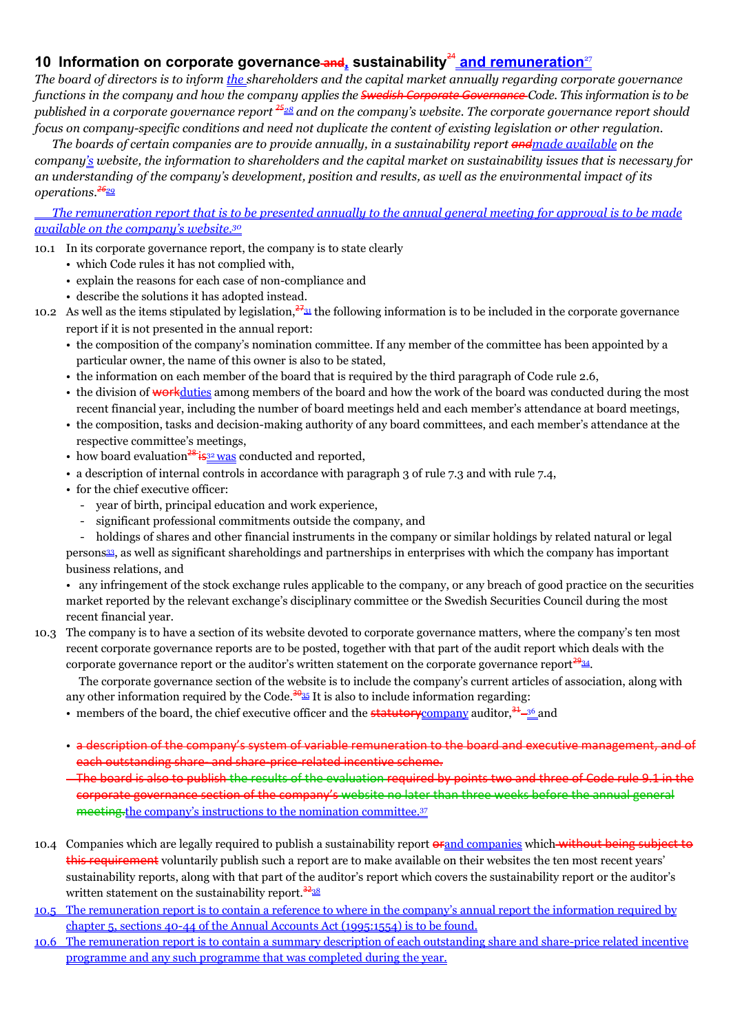## 10 Information on corporate governance ~~and~~, sustainability[24] and remuneration[27]

*The board of directors is to inform the shareholders and the capital market annually regarding corporate governance functions in the company and how the company applies the ~~Swedish Corporate Governance~~ Code. This information is to be published in a corporate governance report ~~[25]~~[28] and on the company's website. The corporate governance report should focus on company-specific conditions and need not duplicate the content of existing legislation or other regulation.*

*The boards of certain companies are to provide annually, in a sustainability report ~~and~~made available on the company's website, the information to shareholders and the capital market on sustainability issues that is necessary for an understanding of the company's development, position and results, as well as the environmental impact of its operations.~~[26]~~[29]*

*The remuneration report that is to be presented annually to the annual general meeting for approval is to be made available on the company's website.[30]*

10.1 In its corporate governance report, the company is to state clearly

- which Code rules it has not complied with,
- explain the reasons for each case of non-compliance and
- describe the solutions it has adopted instead.

10.2 As well as the items stipulated by legislation,~~[27]~~[31] the following information is to be included in the corporate governance report if it is not presented in the annual report:

- the composition of the company's nomination committee. If any member of the committee has been appointed by a particular owner, the name of this owner is also to be stated,
- the information on each member of the board that is required by the third paragraph of Code rule 2.6,
- the division of ~~work~~duties among members of the board and how the work of the board was conducted during the most recent financial year, including the number of board meetings held and each member's attendance at board meetings,
- the composition, tasks and decision-making authority of any board committees, and each member's attendance at the respective committee's meetings,
- how board evaluation~~[28]~~ ~~is~~[32] was conducted and reported,
- a description of internal controls in accordance with paragraph 3 of rule 7.3 and with rule 7.4,
- for the chief executive officer:
  - year of birth, principal education and work experience,
  - significant professional commitments outside the company, and
  - holdings of shares and other financial instruments in the company or similar holdings by related natural or legal persons[33], as well as significant shareholdings and partnerships in enterprises with which the company has important business relations, and
- any infringement of the stock exchange rules applicable to the company, or any breach of good practice on the securities market reported by the relevant exchange's disciplinary committee or the Swedish Securities Council during the most recent financial year.

10.3 The company is to have a section of its website devoted to corporate governance matters, where the company's ten most recent corporate governance reports are to be posted, together with that part of the audit report which deals with the corporate governance report or the auditor's written statement on the corporate governance report~~[29]~~[34].

The corporate governance section of the website is to include the company's current articles of association, along with any other information required by the Code.~~[30]~~[35] It is also to include information regarding:

- members of the board, the chief executive officer and the ~~statutory~~company auditor,~~[31]~~ [36] and
- ~~a description of the company's system of variable remuneration to the board and executive management, and of each outstanding share- and share-price-related incentive scheme.~~

~~The board is also to publish the results of the evaluation required by points two and three of Code rule 9.1 in the corporate governance section of the company's website no later than three weeks before the annual general meeting.~~the company's instructions to the nomination committee.[37]

10.4 Companies which are legally required to publish a sustainability report ~~or~~and companies which ~~without being subject to this requirement~~ voluntarily publish such a report are to make available on their websites the ten most recent years' sustainability reports, along with that part of the auditor's report which covers the sustainability report or the auditor's written statement on the sustainability report.~~[32]~~[38]

10.5 The remuneration report is to contain a reference to where in the company's annual report the information required by chapter 5, sections 40-44 of the Annual Accounts Act (1995:1554) is to be found.

10.6 The remuneration report is to contain a summary description of each outstanding share and share-price related incentive programme and any such programme that was completed during the year.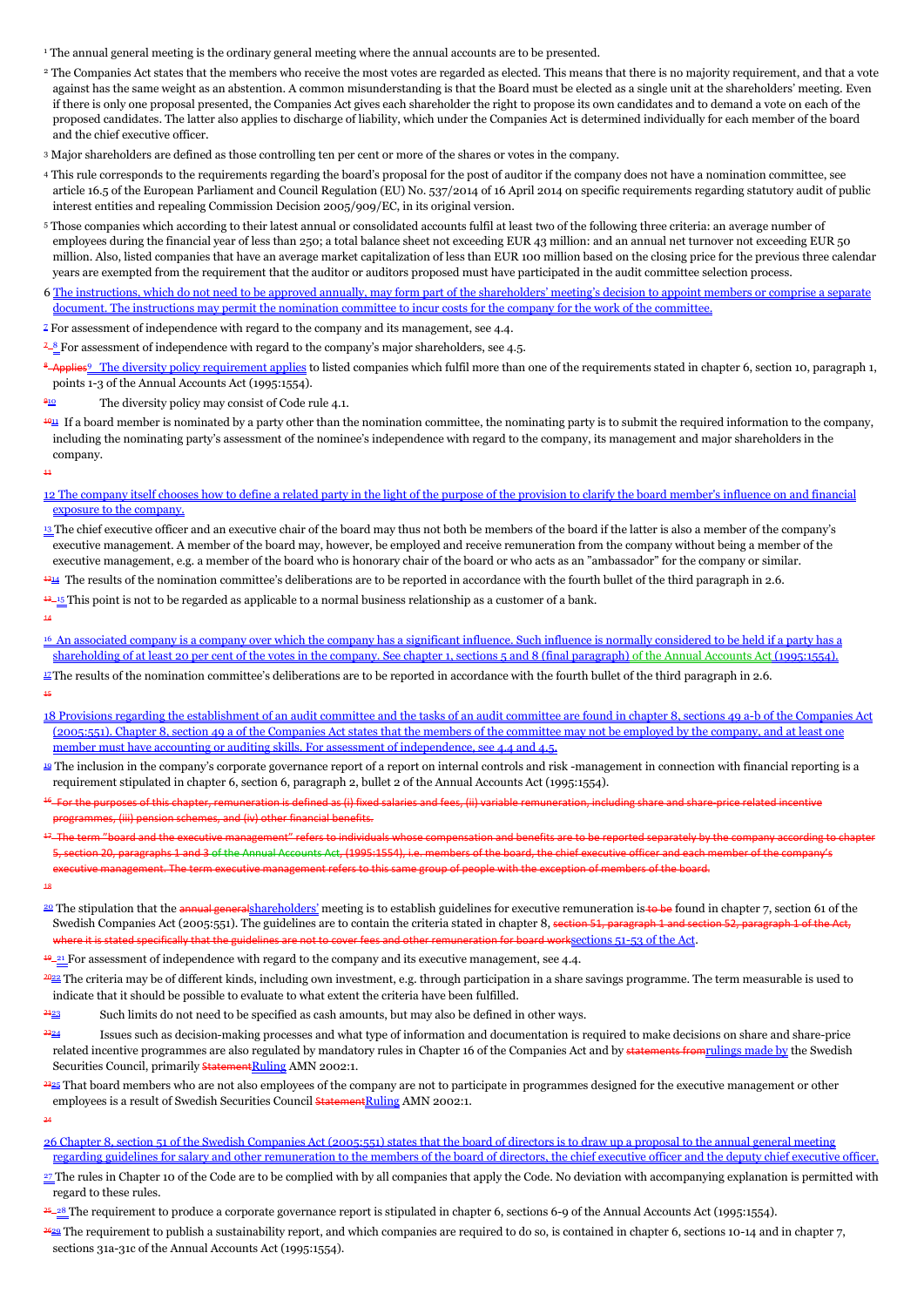[1] The annual general meeting is the ordinary general meeting where the annual accounts are to be presented.

[2] The Companies Act states that the members who receive the most votes are regarded as elected. This means that there is no majority requirement, and that a vote against has the same weight as an abstention. A common misunderstanding is that the Board must be elected as a single unit at the shareholders' meeting. Even if there is only one proposal presented, the Companies Act gives each shareholder the right to propose its own candidates and to demand a vote on each of the proposed candidates. The latter also applies to discharge of liability, which under the Companies Act is determined individually for each member of the board and the chief executive officer.

[3] Major shareholders are defined as those controlling ten per cent or more of the shares or votes in the company.

[4] This rule corresponds to the requirements regarding the board's proposal for the post of auditor if the company does not have a nomination committee, see article 16.5 of the European Parliament and Council Regulation (EU) No. 537/2014 of 16 April 2014 on specific requirements regarding statutory audit of public interest entities and repealing Commission Decision 2005/909/EC, in its original version.

[5] Those companies which according to their latest annual or consolidated accounts fulfil at least two of the following three criteria: an average number of employees during the financial year of less than 250; a total balance sheet not exceeding EUR 43 million: and an annual net turnover not exceeding EUR 50 million. Also, listed companies that have an average market capitalization of less than EUR 100 million based on the closing price for the previous three calendar years are exempted from the requirement that the auditor or auditors proposed must have participated in the audit committee selection process.

6 The instructions, which do not need to be approved annually, may form part of the shareholders' meeting's decision to appoint members or comprise a separate document. The instructions may permit the nomination committee to incur costs for the company for the work of the committee.

[7] For assessment of independence with regard to the company and its management, see 4.4.

~~7~~ [8] For assessment of independence with regard to the company's major shareholders, see 4.5.

~~8 Applies~~ [9] The diversity policy requirement applies to listed companies which fulfil more than one of the requirements stated in chapter 6, section 10, paragraph 1, points 1-3 of the Annual Accounts Act (1995:1554).

~~9~~[10] The diversity policy may consist of Code rule 4.1.

~~10~~[11] If a board member is nominated by a party other than the nomination committee, the nominating party is to submit the required information to the company, including the nominating party's assessment of the nominee's independence with regard to the company, its management and major shareholders in the company.

~~11~~

12 The company itself chooses how to define a related party in the light of the purpose of the provision to clarify the board member's influence on and financial exposure to the company.

[13] The chief executive officer and an executive chair of the board may thus not both be members of the board if the latter is also a member of the company's executive management. A member of the board may, however, be employed and receive remuneration from the company without being a member of the executive management, e.g. a member of the board who is honorary chair of the board or who acts as an "ambassador" for the company or similar.

~~13~~[14] The results of the nomination committee's deliberations are to be reported in accordance with the fourth bullet of the third paragraph in 2.6.

~~13~~ [15] This point is not to be regarded as applicable to a normal business relationship as a customer of a bank.

~~14~~

[16] An associated company is a company over which the company has a significant influence. Such influence is normally considered to be held if a party has a shareholding of at least 20 per cent of the votes in the company. See chapter 1, sections 5 and 8 (final paragraph) of the Annual Accounts Act (1995:1554).

[17] The results of the nomination committee's deliberations are to be reported in accordance with the fourth bullet of the third paragraph in 2.6.

~~15~~

18 Provisions regarding the establishment of an audit committee and the tasks of an audit committee are found in chapter 8, sections 49 a-b of the Companies Act (2005:551). Chapter 8, section 49 a of the Companies Act states that the members of the committee may not be employed by the company, and at least one member must have accounting or auditing skills. For assessment of independence, see 4.4 and 4.5.

[19] The inclusion in the company's corporate governance report of a report on internal controls and risk -management in connection with financial reporting is a requirement stipulated in chapter 6, section 6, paragraph 2, bullet 2 of the Annual Accounts Act (1995:1554).

~~16 For the purposes of this chapter, remuneration is defined as (i) fixed salaries and fees, (ii) variable remuneration, including share and share-price related incentive programmes, (iii) pension schemes, and (iv) other financial benefits.~~

~~17 The term "board and the executive management" refers to individuals whose compensation and benefits are to be reported separately by the company according to chapter 5, section 20, paragraphs 1 and 3 of the Annual Accounts Act, (1995:1554), i.e. members of the board, the chief executive officer and each member of the company's executive management. The term executive management refers to this same group of people with the exception of members of the board.~~

~~18~~

[20] The stipulation that the ~~annual general~~shareholders' meeting is to establish guidelines for executive remuneration is ~~to be~~ found in chapter 7, section 61 of the Swedish Companies Act (2005:551). The guidelines are to contain the criteria stated in chapter 8, ~~section 51, paragraph 1 and section 52, paragraph 1 of the Act, where it is stated specifically that the guidelines are not to cover fees and other remuneration for board work~~sections 51-53 of the Act.

~~19~~ [21] For assessment of independence with regard to the company and its executive management, see 4.4.

~~20~~[22] The criteria may be of different kinds, including own investment, e.g. through participation in a share savings programme. The term measurable is used to indicate that it should be possible to evaluate to what extent the criteria have been fulfilled.

~~21~~[23] Such limits do not need to be specified as cash amounts, but may also be defined in other ways.

~~22~~[24] Issues such as decision-making processes and what type of information and documentation is required to make decisions on share and share-price related incentive programmes are also regulated by mandatory rules in Chapter 16 of the Companies Act and by ~~statements from~~rulings made by the Swedish Securities Council, primarily ~~Statement~~Ruling AMN 2002:1.

~~23~~[25] That board members who are not also employees of the company are not to participate in programmes designed for the executive management or other employees is a result of Swedish Securities Council ~~Statement~~Ruling AMN 2002:1.

~~24~~

26 Chapter 8, section 51 of the Swedish Companies Act (2005:551) states that the board of directors is to draw up a proposal to the annual general meeting regarding guidelines for salary and other remuneration to the members of the board of directors, the chief executive officer and the deputy chief executive officer.

[27] The rules in Chapter 10 of the Code are to be complied with by all companies that apply the Code. No deviation with accompanying explanation is permitted with regard to these rules.

~~25~~ [28] The requirement to produce a corporate governance report is stipulated in chapter 6, sections 6-9 of the Annual Accounts Act (1995:1554).

~~26~~[29] The requirement to publish a sustainability report, and which companies are required to do so, is contained in chapter 6, sections 10-14 and in chapter 7, sections 31a-31c of the Annual Accounts Act (1995:1554).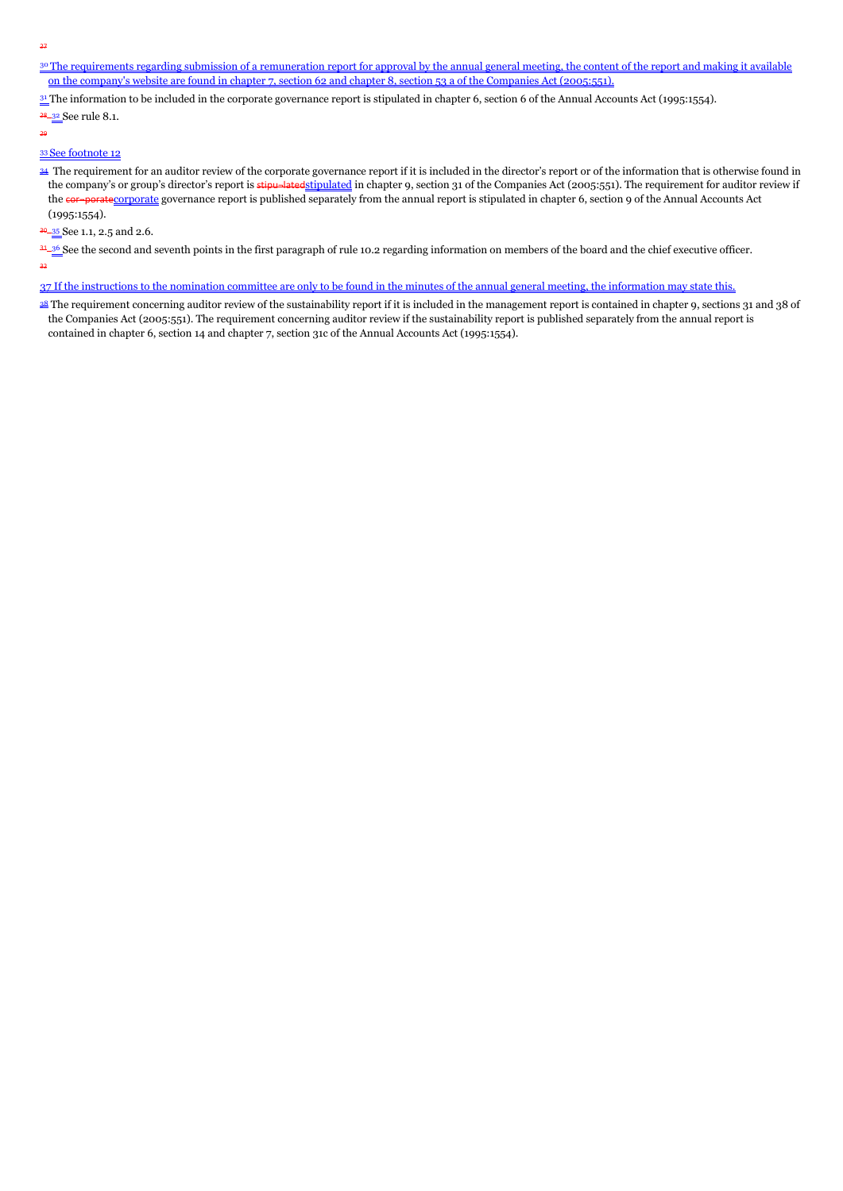[27]

[30] The requirements regarding submission of a remuneration report for approval by the annual general meeting, the content of the report and making it available on the company's website are found in chapter 7, section 62 and chapter 8, section 53 a of the Companies Act (2005:551).

[31] The information to be included in the corporate governance report is stipulated in chapter 6, section 6 of the Annual Accounts Act (1995:1554).

[28] [32] See rule 8.1.

[29]

[33] See footnote 12

[34] The requirement for an auditor review of the corporate governance report if it is included in the director's report or of the information that is otherwise found in the company's or group's director's report is stipu-latedstipulated in chapter 9, section 31 of the Companies Act (2005:551). The requirement for auditor review if the cor-poratecorporate governance report is published separately from the annual report is stipulated in chapter 6, section 9 of the Annual Accounts Act (1995:1554).

[30] [35] See 1.1, 2.5 and 2.6.

[31] [36] See the second and seventh points in the first paragraph of rule 10.2 regarding information on members of the board and the chief executive officer.

[32]

[37] If the instructions to the nomination committee are only to be found in the minutes of the annual general meeting, the information may state this.

[38] The requirement concerning auditor review of the sustainability report if it is included in the management report is contained in chapter 9, sections 31 and 38 of the Companies Act (2005:551). The requirement concerning auditor review if the sustainability report is published separately from the annual report is contained in chapter 6, section 14 and chapter 7, section 31c of the Annual Accounts Act (1995:1554).